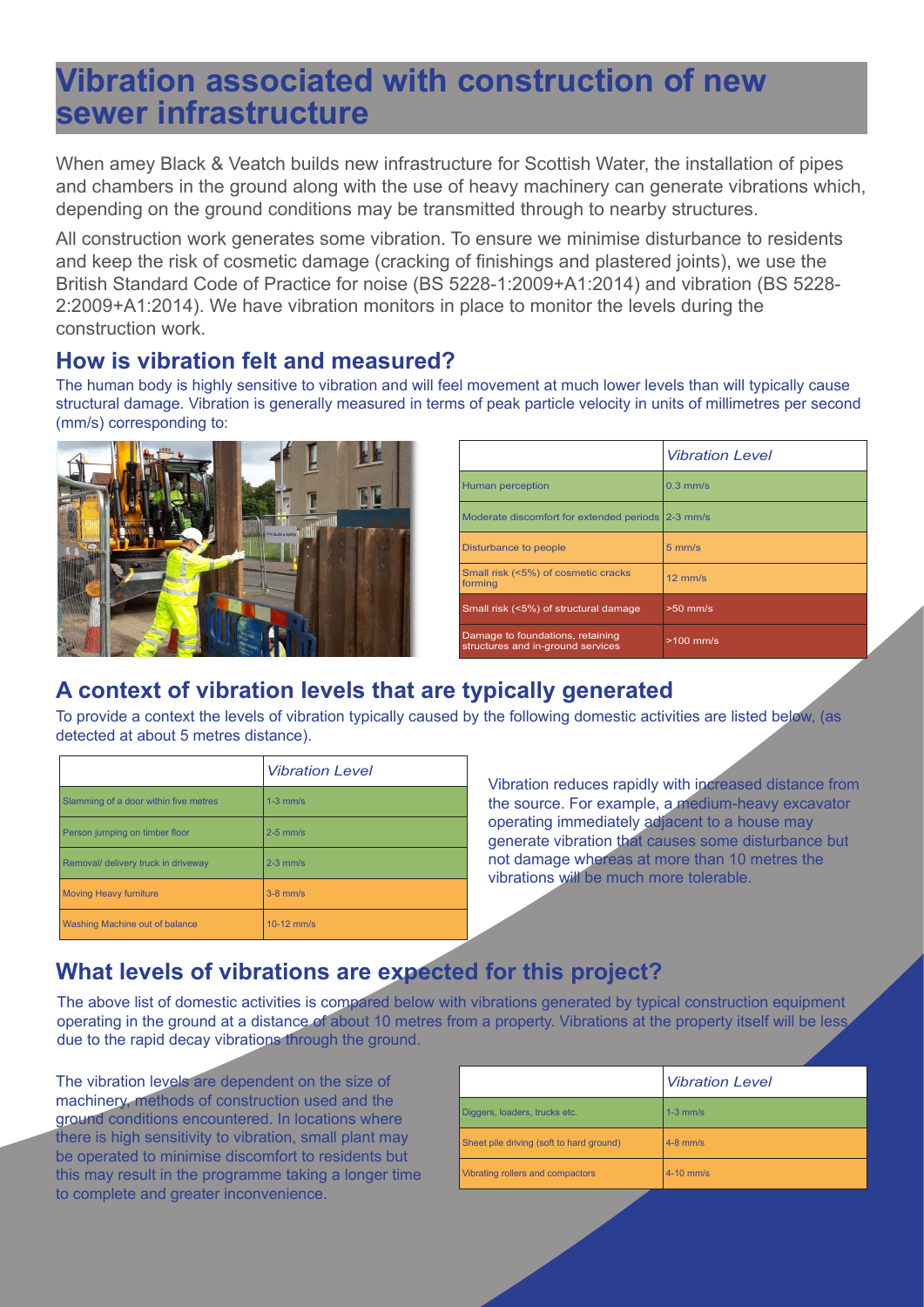# Vibration associated with construction of new sewer infrastructure

When amey Black & Veatch builds new infrastructure for Scottish Water, the installation of pipes and chambers in the ground along with the use of heavy machinery can generate vibrations which, depending on the ground conditions may be transmitted through to nearby structures.

All construction work generates some vibration. To ensure we minimise disturbance to residents and keep the risk of cosmetic damage (cracking of finishings and plastered joints), we use the British Standard Code of Practice for noise (BS 5228-1:2009+A1:2014) and vibration (BS 5228-2:2009+A1:2014). We have vibration monitors in place to monitor the levels during the construction work.

## How is vibration felt and measured?

The human body is highly sensitive to vibration and will feel movement at much lower levels than will typically cause structural damage. Vibration is generally measured in terms of peak particle velocity in units of millimetres per second (mm/s) corresponding to:

| | *Vibration Level* |
|---|---|
| Human perception | 0.3 mm/s |
| Moderate discomfort for extended periods | 2-3 mm/s |
| Disturbance to people | 5 mm/s |
| Small risk (<5%) of cosmetic cracks forming | 12 mm/s |
| Small risk (<5%) of structural damage | >50 mm/s |
| Damage to foundations, retaining structures and in-ground services | >100 mm/s |

## A context of vibration levels that are typically generated

To provide a context the levels of vibration typically caused by the following domestic activities are listed below, (as detected at about 5 metres distance).

| | *Vibration Level* |
|---|---|
| Slamming of a door within five metres | 1-3 mm/s |
| Person jumping on timber floor | 2-5 mm/s |
| Removal/ delivery truck in driveway | 2-3 mm/s |
| Moving Heavy furniture | 3-8 mm/s |
| Washing Machine out of balance | 10-12 mm/s |

Vibration reduces rapidly with increased distance from the source. For example, a medium-heavy excavator operating immediately adjacent to a house may generate vibration that causes some disturbance but not damage whereas at more than 10 metres the vibrations will be much more tolerable.

## What levels of vibrations are expected for this project?

The above list of domestic activities is compared below with vibrations generated by typical construction equipment operating in the ground at a distance of about 10 metres from a property. Vibrations at the property itself will be less due to the rapid decay vibrations through the ground.

The vibration levels are dependent on the size of machinery, methods of construction used and the ground conditions encountered. In locations where there is high sensitivity to vibration, small plant may be operated to minimise discomfort to residents but this may result in the programme taking a longer time to complete and greater inconvenience.

| | *Vibration Level* |
|---|---|
| Diggers, loaders, trucks etc. | 1-3 mm/s |
| Sheet pile driving (soft to hard ground) | 4-8 mm/s |
| Vibrating rollers and compactors | 4-10 mm/s |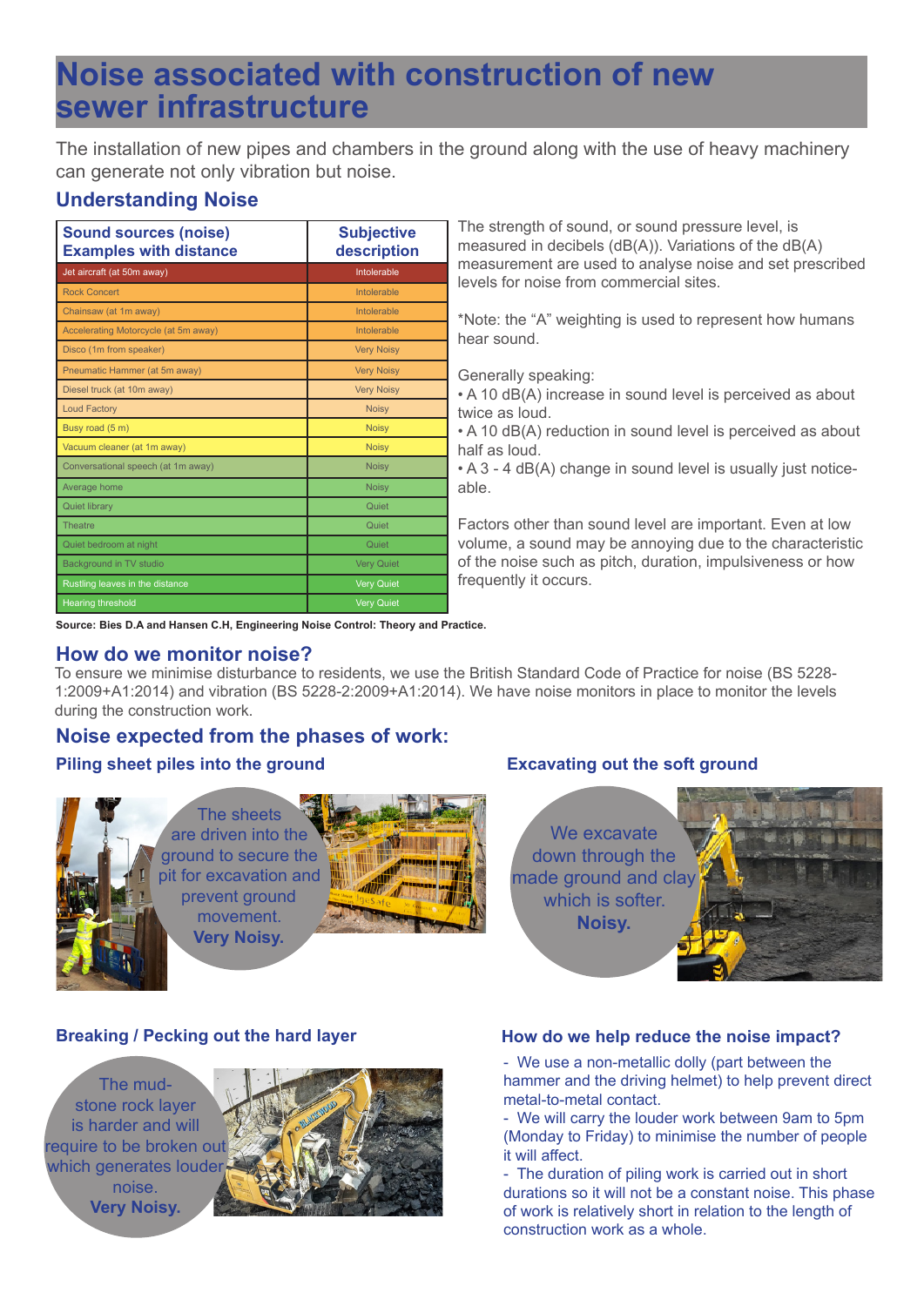# Noise associated with construction of new sewer infrastructure

The installation of new pipes and chambers in the ground along with the use of heavy machinery can generate not only vibration but noise.

## Understanding Noise

| Sound sources (noise) Examples with distance | Subjective description |
|---|---|
| Jet aircraft (at 50m away) | Intolerable |
| Rock Concert | Intolerable |
| Chainsaw (at 1m away) | Intolerable |
| Accelerating Motorcycle (at 5m away) | Intolerable |
| Disco (1m from speaker) | Very Noisy |
| Pneumatic Hammer (at 5m away) | Very Noisy |
| Diesel truck (at 10m away) | Very Noisy |
| Loud Factory | Noisy |
| Busy road (5 m) | Noisy |
| Vacuum cleaner (at 1m away) | Noisy |
| Conversational speech (at 1m away) | Noisy |
| Average home | Noisy |
| Quiet library | Quiet |
| Theatre | Quiet |
| Quiet bedroom at night | Quiet |
| Background in TV studio | Very Quiet |
| Rustling leaves in the distance | Very Quiet |
| Hearing threshold | Very Quiet |

**Source: Bies D.A and Hansen C.H, Engineering Noise Control: Theory and Practice.**

The strength of sound, or sound pressure level, is measured in decibels (dB(A)). Variations of the dB(A) measurement are used to analyse noise and set prescribed levels for noise from commercial sites.

*Note: the "A" weighting is used to represent how humans hear sound.

Generally speaking:

- A 10 dB(A) increase in sound level is perceived as about twice as loud.
- A 10 dB(A) reduction in sound level is perceived as about half as loud.
- A 3 - 4 dB(A) change in sound level is usually just noticeable.

Factors other than sound level are important. Even at low volume, a sound may be annoying due to the characteristic of the noise such as pitch, duration, impulsiveness or how frequently it occurs.

## How do we monitor noise?

To ensure we minimise disturbance to residents, we use the British Standard Code of Practice for noise (BS 5228-1:2009+A1:2014) and vibration (BS 5228-2:2009+A1:2014). We have noise monitors in place to monitor the levels during the construction work.

## Noise expected from the phases of work:

### Piling sheet piles into the ground

The sheets are driven into the ground to secure the pit for excavation and prevent ground movement. **Very Noisy.**

### Excavating out the soft ground

We excavate down through the made ground and clay which is softer. **Noisy.**

### Breaking / Pecking out the hard layer

The mudstone rock layer is harder and will require to be broken out which generates louder noise. **Very Noisy.**

### How do we help reduce the noise impact?

- We use a non-metallic dolly (part between the hammer and the driving helmet) to help prevent direct metal-to-metal contact.
- We will carry the louder work between 9am to 5pm (Monday to Friday) to minimise the number of people it will affect.
- The duration of piling work is carried out in short durations so it will not be a constant noise. This phase of work is relatively short in relation to the length of construction work as a whole.